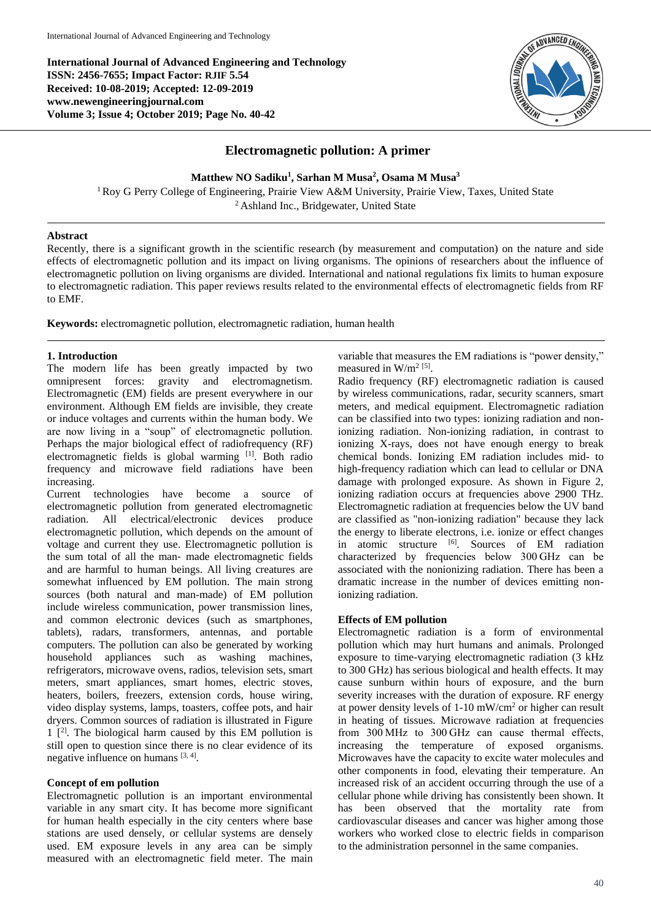International Journal of Advanced Engineering and Technology
**ISSN: 2456-7655; Impact Factor: RJIF 5.54**
**Received: 10-08-2019; Accepted: 12-09-2019**
**www.newengineeringjournal.com**
**Volume 3; Issue 4; October 2019; Page No. 40-42**

# Electromagnetic pollution: A primer

**Matthew NO Sadiku[1], Sarhan M Musa[2], Osama M Musa[3]**

[1] Roy G Perry College of Engineering, Prairie View A&M University, Prairie View, Taxes, United State
[2] Ashland Inc., Bridgewater, United State

**Abstract**

Recently, there is a significant growth in the scientific research (by measurement and computation) on the nature and side effects of electromagnetic pollution and its impact on living organisms. The opinions of researchers about the influence of electromagnetic pollution on living organisms are divided. International and national regulations fix limits to human exposure to electromagnetic radiation. This paper reviews results related to the environmental effects of electromagnetic fields from RF to EMF.

**Keywords:** electromagnetic pollution, electromagnetic radiation, human health

## 1. Introduction

The modern life has been greatly impacted by two omnipresent forces: gravity and electromagnetism. Electromagnetic (EM) fields are present everywhere in our environment. Although EM fields are invisible, they create or induce voltages and currents within the human body. We are now living in a "soup" of electromagnetic pollution. Perhaps the major biological effect of radiofrequency (RF) electromagnetic fields is global warming [1]. Both radio frequency and microwave field radiations have been increasing.

Current technologies have become a source of electromagnetic pollution from generated electromagnetic radiation. All electrical/electronic devices produce electromagnetic pollution, which depends on the amount of voltage and current they use. Electromagnetic pollution is the sum total of all the man- made electromagnetic fields and are harmful to human beings. All living creatures are somewhat influenced by EM pollution. The main strong sources (both natural and man-made) of EM pollution include wireless communication, power transmission lines, and common electronic devices (such as smartphones, tablets), radars, transformers, antennas, and portable computers. The pollution can also be generated by working household appliances such as washing machines, refrigerators, microwave ovens, radios, television sets, smart meters, smart appliances, smart homes, electric stoves, heaters, boilers, freezers, extension cords, house wiring, video display systems, lamps, toasters, coffee pots, and hair dryers. Common sources of radiation is illustrated in Figure 1 [2]. The biological harm caused by this EM pollution is still open to question since there is no clear evidence of its negative influence on humans [3, 4].

### Concept of em pollution

Electromagnetic pollution is an important environmental variable in any smart city. It has become more significant for human health especially in the city centers where base stations are used densely, or cellular systems are densely used. EM exposure levels in any area can be simply measured with an electromagnetic field meter. The main variable that measures the EM radiations is "power density," measured in $W/m^2$ [5].

Radio frequency (RF) electromagnetic radiation is caused by wireless communications, radar, security scanners, smart meters, and medical equipment. Electromagnetic radiation can be classified into two types: ionizing radiation and non-ionizing radiation. Non-ionizing radiation, in contrast to ionizing X-rays, does not have enough energy to break chemical bonds. Ionizing EM radiation includes mid- to high-frequency radiation which can lead to cellular or DNA damage with prolonged exposure. As shown in Figure 2, ionizing radiation occurs at frequencies above 2900 THz. Electromagnetic radiation at frequencies below the UV band are classified as "non-ionizing radiation" because they lack the energy to liberate electrons, i.e. ionize or effect changes in atomic structure [6]. Sources of EM radiation characterized by frequencies below 300 GHz can be associated with the nonionizing radiation. There has been a dramatic increase in the number of devices emitting non-ionizing radiation.

### Effects of EM pollution

Electromagnetic radiation is a form of environmental pollution which may hurt humans and animals. Prolonged exposure to time-varying electromagnetic radiation (3 kHz to 300 GHz) has serious biological and health effects. It may cause sunburn within hours of exposure, and the burn severity increases with the duration of exposure. RF energy at power density levels of 1-10 $mW/cm^2$ or higher can result in heating of tissues. Microwave radiation at frequencies from 300 MHz to 300 GHz can cause thermal effects, increasing the temperature of exposed organisms. Microwaves have the capacity to excite water molecules and other components in food, elevating their temperature. An increased risk of an accident occurring through the use of a cellular phone while driving has consistently been shown. It has been observed that the mortality rate from cardiovascular diseases and cancer was higher among those workers who worked close to electric fields in comparison to the administration personnel in the same companies.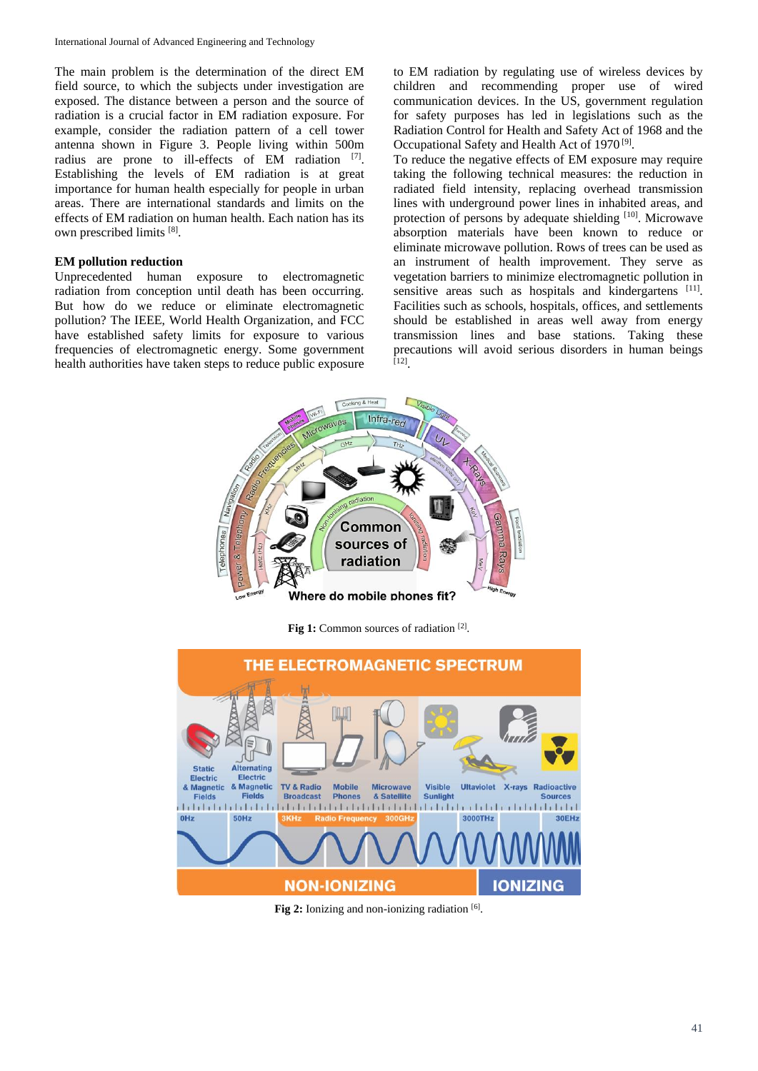The main problem is the determination of the direct EM field source, to which the subjects under investigation are exposed. The distance between a person and the source of radiation is a crucial factor in EM radiation exposure. For example, consider the radiation pattern of a cell tower antenna shown in Figure 3. People living within 500m radius are prone to ill-effects of EM radiation [7]. Establishing the levels of EM radiation is at great importance for human health especially for people in urban areas. There are international standards and limits on the effects of EM radiation on human health. Each nation has its own prescribed limits [8].

**EM pollution reduction**

Unprecedented human exposure to electromagnetic radiation from conception until death has been occurring. But how do we reduce or eliminate electromagnetic pollution? The IEEE, World Health Organization, and FCC have established safety limits for exposure to various frequencies of electromagnetic energy. Some government health authorities have taken steps to reduce public exposure to EM radiation by regulating use of wireless devices by children and recommending proper use of wired communication devices. In the US, government regulation for safety purposes has led in legislations such as the Radiation Control for Health and Safety Act of 1968 and the Occupational Safety and Health Act of 1970 [9].

To reduce the negative effects of EM exposure may require taking the following technical measures: the reduction in radiated field intensity, replacing overhead transmission lines with underground power lines in inhabited areas, and protection of persons by adequate shielding [10]. Microwave absorption materials have been known to reduce or eliminate microwave pollution. Rows of trees can be used as an instrument of health improvement. They serve as vegetation barriers to minimize electromagnetic pollution in sensitive areas such as hospitals and kindergartens [11]. Facilities such as schools, hospitals, offices, and settlements should be established in areas well away from energy transmission lines and base stations. Taking these precautions will avoid serious disorders in human beings [12].

**Fig 1:** Common sources of radiation [2].

**Fig 2:** Ionizing and non-ionizing radiation [6].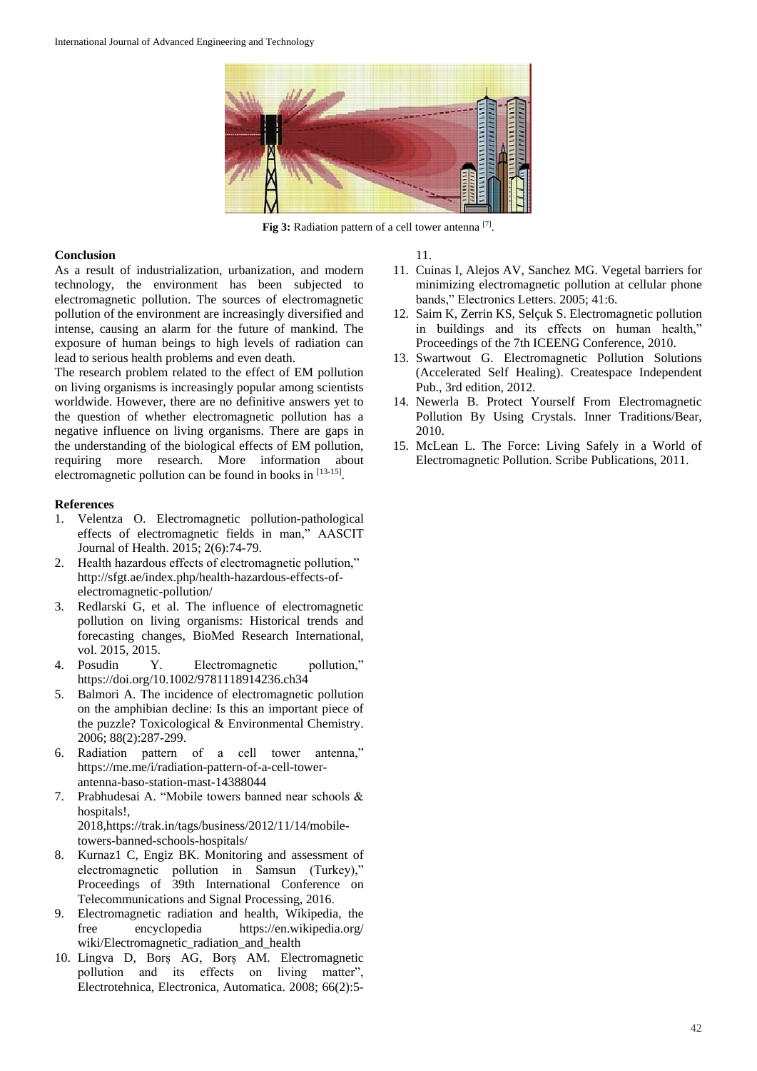Fig 3: Radiation pattern of a cell tower antenna [7].

## Conclusion

As a result of industrialization, urbanization, and modern technology, the environment has been subjected to electromagnetic pollution. The sources of electromagnetic pollution of the environment are increasingly diversified and intense, causing an alarm for the future of mankind. The exposure of human beings to high levels of radiation can lead to serious health problems and even death.

The research problem related to the effect of EM pollution on living organisms is increasingly popular among scientists worldwide. However, there are no definitive answers yet to the question of whether electromagnetic pollution has a negative influence on living organisms. There are gaps in the understanding of the biological effects of EM pollution, requiring more research. More information about electromagnetic pollution can be found in books in [13-15].

## References

1. Velentza O. Electromagnetic pollution-pathological effects of electromagnetic fields in man," AASCIT Journal of Health. 2015; 2(6):74-79.
2. Health hazardous effects of electromagnetic pollution," http://sfgt.ae/index.php/health-hazardous-effects-of-electromagnetic-pollution/
3. Redlarski G, et al. The influence of electromagnetic pollution on living organisms: Historical trends and forecasting changes, BioMed Research International, vol. 2015, 2015.
4. Posudin Y. Electromagnetic pollution," https://doi.org/10.1002/9781118914236.ch34
5. Balmori A. The incidence of electromagnetic pollution on the amphibian decline: Is this an important piece of the puzzle? Toxicological & Environmental Chemistry. 2006; 88(2):287-299.
6. Radiation pattern of a cell tower antenna," https://me.me/i/radiation-pattern-of-a-cell-tower-antenna-baso-station-mast-14388044
7. Prabhudesai A. "Mobile towers banned near schools & hospitals!, 2018,https://trak.in/tags/business/2012/11/14/mobile-towers-banned-schools-hospitals/
8. Kurnaz1 C, Engiz BK. Monitoring and assessment of electromagnetic pollution in Samsun (Turkey)," Proceedings of 39th International Conference on Telecommunications and Signal Processing, 2016.
9. Electromagnetic radiation and health, Wikipedia, the free encyclopedia https://en.wikipedia.org/wiki/Electromagnetic_radiation_and_health
10. Lingva D, Borş AG, Borş AM. Electromagnetic pollution and its effects on living matter", Electrotehnica, Electronica, Automatica. 2008; 66(2):5-11.
11. Cuinas I, Alejos AV, Sanchez MG. Vegetal barriers for minimizing electromagnetic pollution at cellular phone bands," Electronics Letters. 2005; 41:6.
12. Saim K, Zerrin KS, Selçuk S. Electromagnetic pollution in buildings and its effects on human health," Proceedings of the 7th ICEENG Conference, 2010.
13. Swartwout G. Electromagnetic Pollution Solutions (Accelerated Self Healing). Createspace Independent Pub., 3rd edition, 2012.
14. Newerla B. Protect Yourself From Electromagnetic Pollution By Using Crystals. Inner Traditions/Bear, 2010.
15. McLean L. The Force: Living Safely in a World of Electromagnetic Pollution. Scribe Publications, 2011.